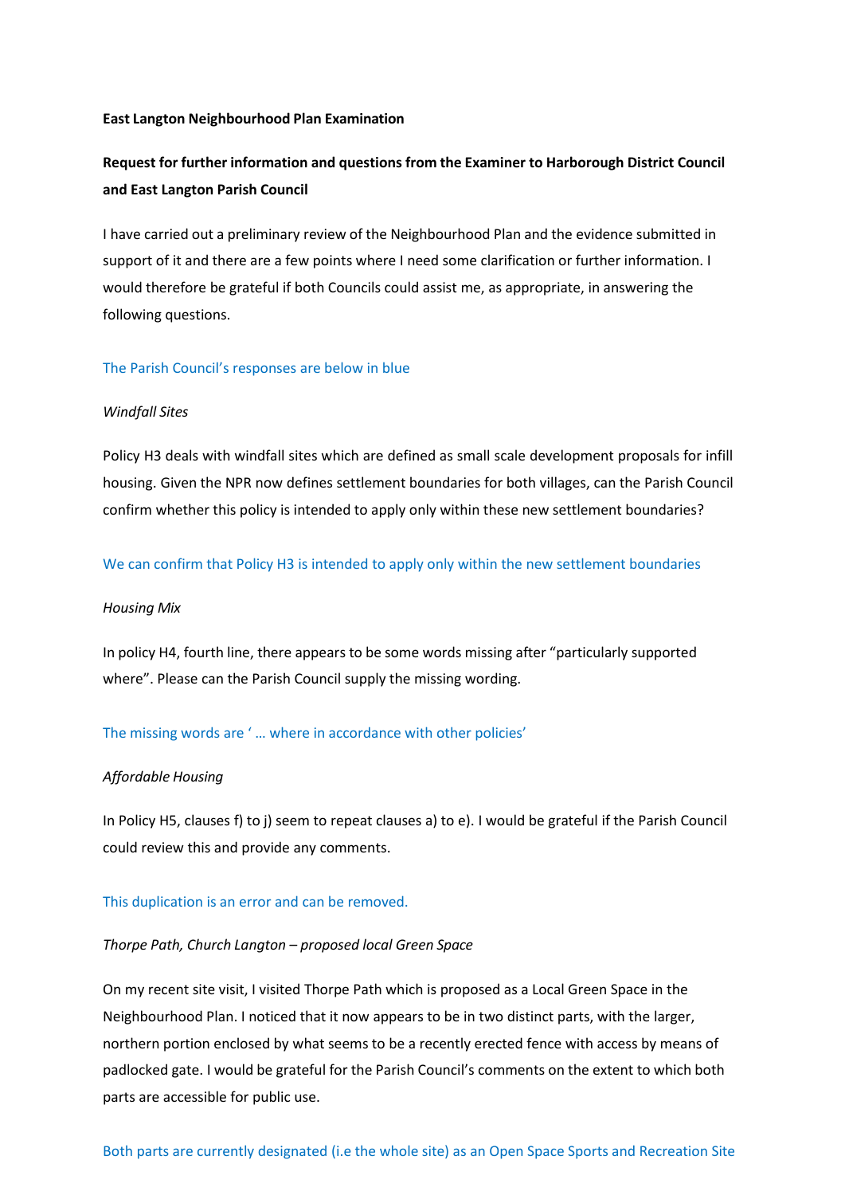**East Langton Neighbourhood Plan Examination**

**Request for further information and questions from the Examiner to Harborough District Council and East Langton Parish Council**

I have carried out a preliminary review of the Neighbourhood Plan and the evidence submitted in support of it and there are a few points where I need some clarification or further information. I would therefore be grateful if both Councils could assist me, as appropriate, in answering the following questions.

The Parish Council's responses are below in blue

*Windfall Sites*

Policy H3 deals with windfall sites which are defined as small scale development proposals for infill housing. Given the NPR now defines settlement boundaries for both villages, can the Parish Council confirm whether this policy is intended to apply only within these new settlement boundaries?

We can confirm that Policy H3 is intended to apply only within the new settlement boundaries

*Housing Mix*

In policy H4, fourth line, there appears to be some words missing after "particularly supported where". Please can the Parish Council supply the missing wording.

The missing words are ' … where in accordance with other policies'

*Affordable Housing*

In Policy H5, clauses f) to j) seem to repeat clauses a) to e). I would be grateful if the Parish Council could review this and provide any comments.

This duplication is an error and can be removed.

*Thorpe Path, Church Langton – proposed local Green Space*

On my recent site visit, I visited Thorpe Path which is proposed as a Local Green Space in the Neighbourhood Plan. I noticed that it now appears to be in two distinct parts, with the larger, northern portion enclosed by what seems to be a recently erected fence with access by means of padlocked gate. I would be grateful for the Parish Council's comments on the extent to which both parts are accessible for public use.

Both parts are currently designated (i.e the whole site) as an Open Space Sports and Recreation Site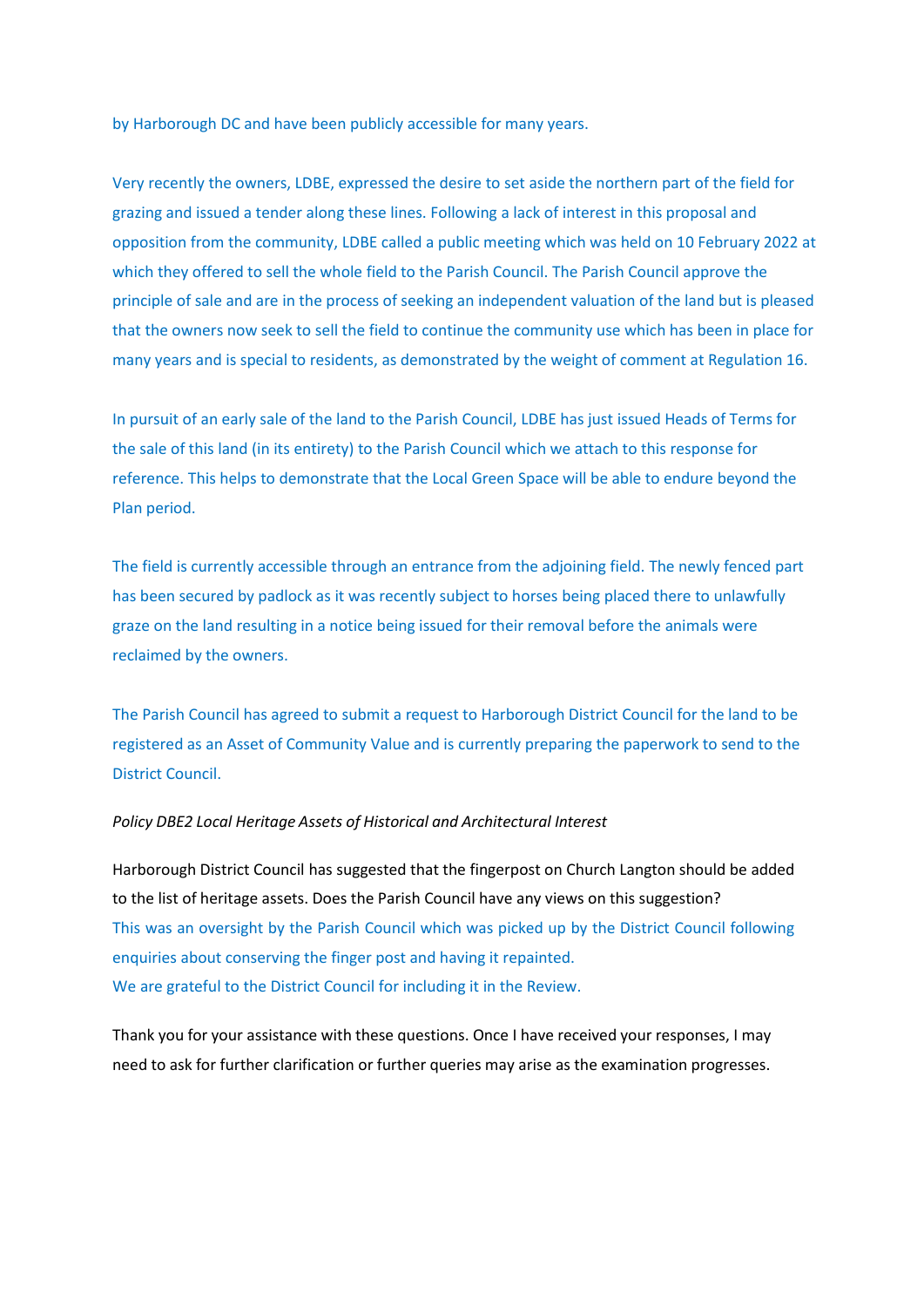by Harborough DC and have been publicly accessible for many years.

Very recently the owners, LDBE, expressed the desire to set aside the northern part of the field for grazing and issued a tender along these lines. Following a lack of interest in this proposal and opposition from the community, LDBE called a public meeting which was held on 10 February 2022 at which they offered to sell the whole field to the Parish Council. The Parish Council approve the principle of sale and are in the process of seeking an independent valuation of the land but is pleased that the owners now seek to sell the field to continue the community use which has been in place for many years and is special to residents, as demonstrated by the weight of comment at Regulation 16.

In pursuit of an early sale of the land to the Parish Council, LDBE has just issued Heads of Terms for the sale of this land (in its entirety) to the Parish Council which we attach to this response for reference. This helps to demonstrate that the Local Green Space will be able to endure beyond the Plan period.

The field is currently accessible through an entrance from the adjoining field. The newly fenced part has been secured by padlock as it was recently subject to horses being placed there to unlawfully graze on the land resulting in a notice being issued for their removal before the animals were reclaimed by the owners.

The Parish Council has agreed to submit a request to Harborough District Council for the land to be registered as an Asset of Community Value and is currently preparing the paperwork to send to the District Council.

*Policy DBE2 Local Heritage Assets of Historical and Architectural Interest*

Harborough District Council has suggested that the fingerpost on Church Langton should be added to the list of heritage assets. Does the Parish Council have any views on this suggestion?
This was an oversight by the Parish Council which was picked up by the District Council following enquiries about conserving the finger post and having it repainted.
We are grateful to the District Council for including it in the Review.

Thank you for your assistance with these questions. Once I have received your responses, I may need to ask for further clarification or further queries may arise as the examination progresses.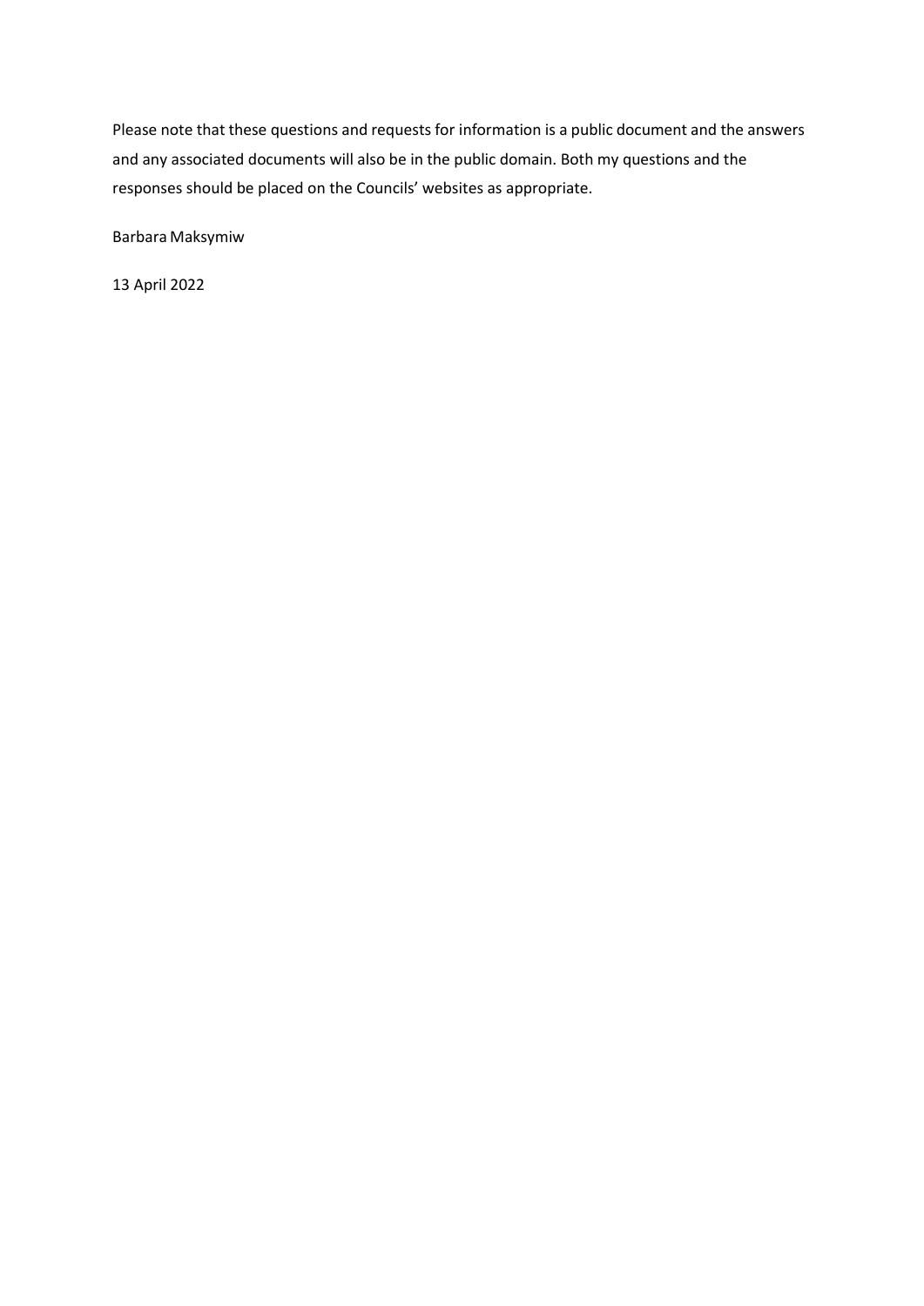Please note that these questions and requests for information is a public document and the answers and any associated documents will also be in the public domain. Both my questions and the responses should be placed on the Councils' websites as appropriate.

Barbara Maksymiw

13 April 2022